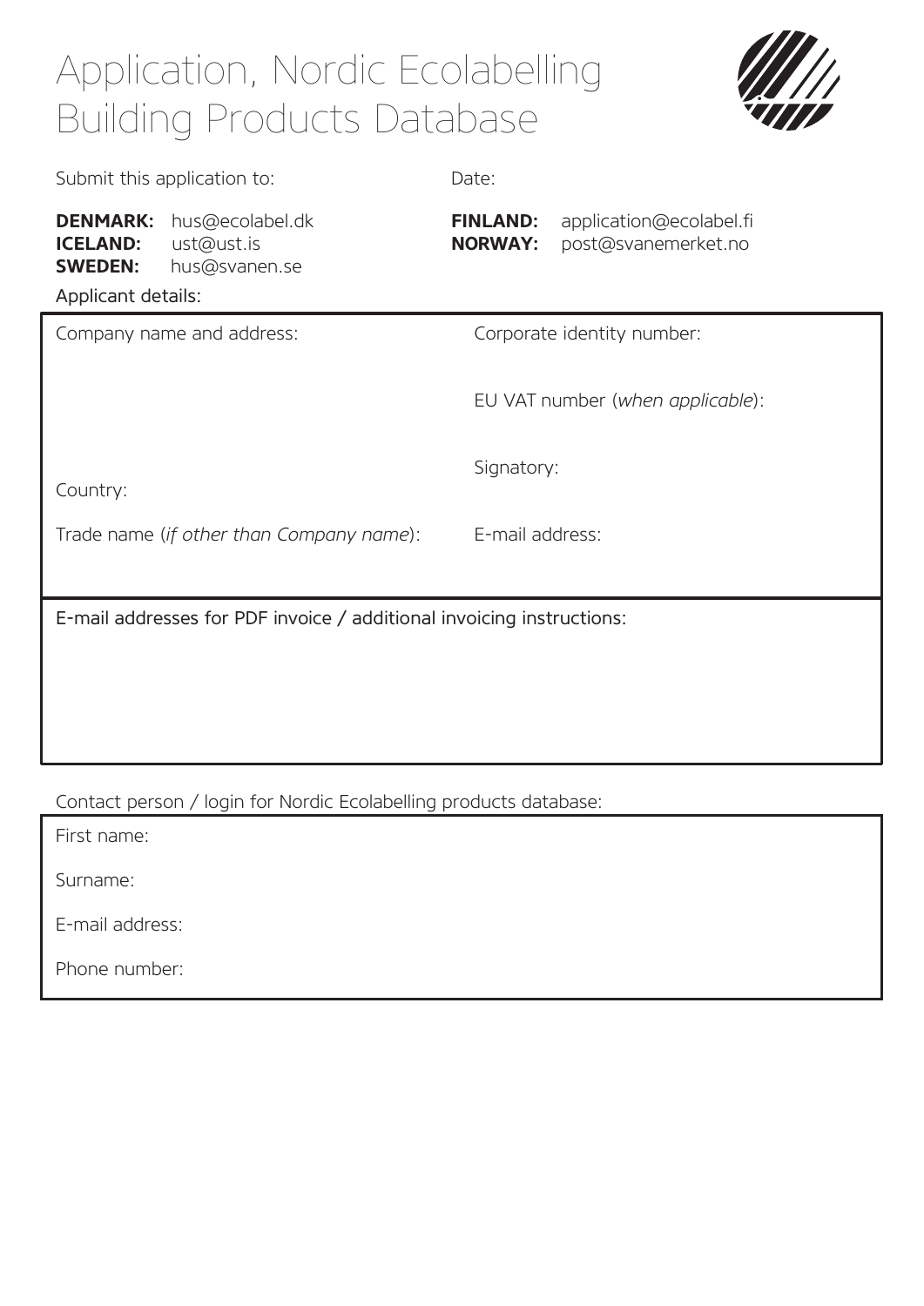# Application, Nordic Ecolabelling Building Products Database

Submit this application to:

Date:

**DENMARK:** hus@ecolabel.dk
**ICELAND:** ust@ust.is
**SWEDEN:** hus@svanen.se

**FINLAND:** application@ecolabel.fi
**NORWAY:** post@svanemerket.no

Applicant details:

Company name and address:

Corporate identity number:

EU VAT number (*when applicable*):

Signatory:

Country:

Trade name (*if other than Company name*):

E-mail address:

E-mail addresses for PDF invoice / additional invoicing instructions:

Contact person / login for Nordic Ecolabelling products database:

First name:

Surname:

E-mail address:

Phone number: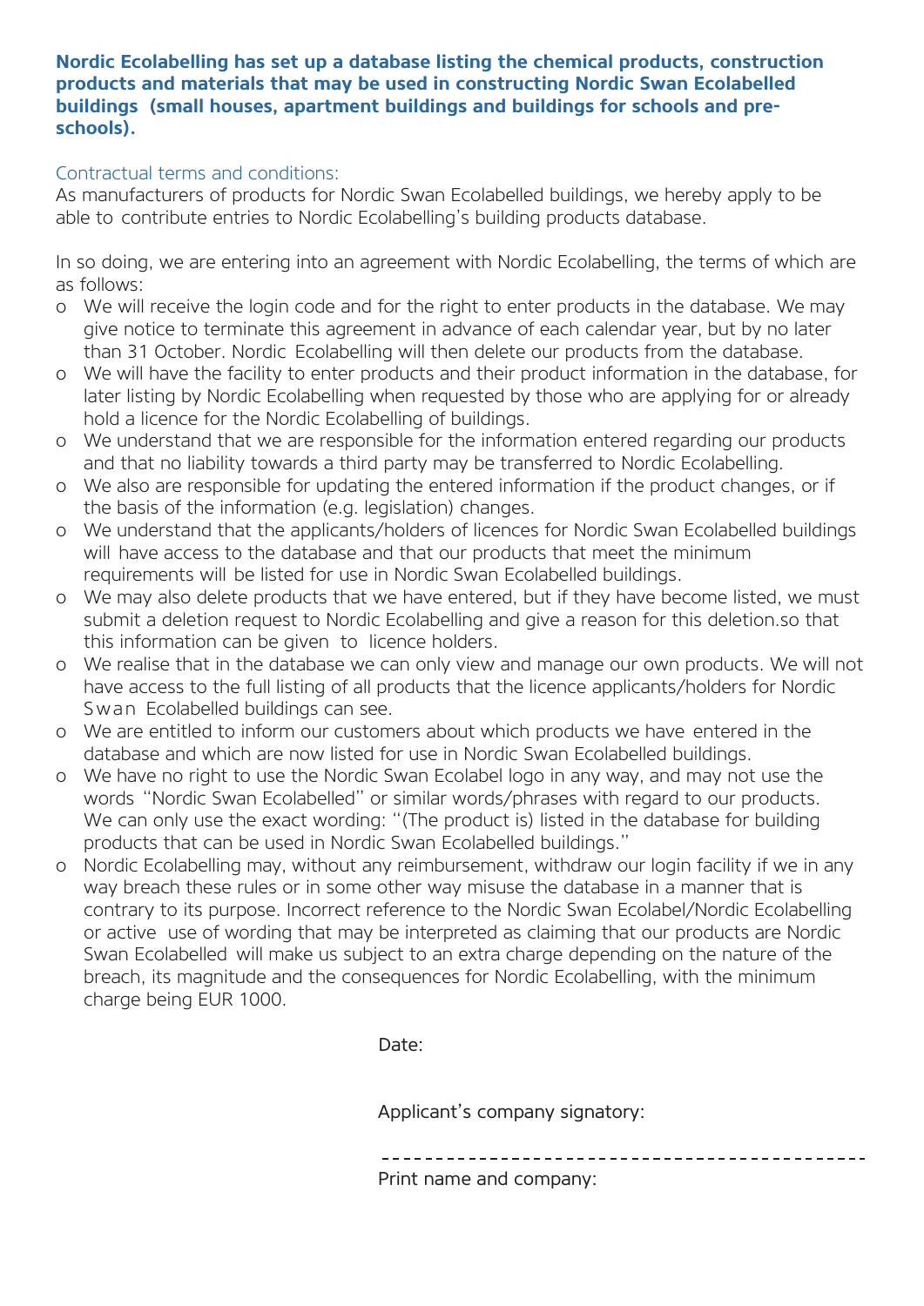**Nordic Ecolabelling has set up a database listing the chemical products, construction products and materials that may be used in constructing Nordic Swan Ecolabelled buildings (small houses, apartment buildings and buildings for schools and pre-schools).**

Contractual terms and conditions:

As manufacturers of products for Nordic Swan Ecolabelled buildings, we hereby apply to be able to contribute entries to Nordic Ecolabelling's building products database.

In so doing, we are entering into an agreement with Nordic Ecolabelling, the terms of which are as follows:

- We will receive the login code and for the right to enter products in the database. We may give notice to terminate this agreement in advance of each calendar year, but by no later than 31 October. Nordic Ecolabelling will then delete our products from the database.
- We will have the facility to enter products and their product information in the database, for later listing by Nordic Ecolabelling when requested by those who are applying for or already hold a licence for the Nordic Ecolabelling of buildings.
- We understand that we are responsible for the information entered regarding our products and that no liability towards a third party may be transferred to Nordic Ecolabelling.
- We also are responsible for updating the entered information if the product changes, or if the basis of the information (e.g. legislation) changes.
- We understand that the applicants/holders of licences for Nordic Swan Ecolabelled buildings will have access to the database and that our products that meet the minimum requirements will be listed for use in Nordic Swan Ecolabelled buildings.
- We may also delete products that we have entered, but if they have become listed, we must submit a deletion request to Nordic Ecolabelling and give a reason for this deletion.so that this information can be given to licence holders.
- We realise that in the database we can only view and manage our own products. We will not have access to the full listing of all products that the licence applicants/holders for Nordic Swan Ecolabelled buildings can see.
- We are entitled to inform our customers about which products we have entered in the database and which are now listed for use in Nordic Swan Ecolabelled buildings.
- We have no right to use the Nordic Swan Ecolabel logo in any way, and may not use the words "Nordic Swan Ecolabelled" or similar words/phrases with regard to our products. We can only use the exact wording: "(The product is) listed in the database for building products that can be used in Nordic Swan Ecolabelled buildings."
- Nordic Ecolabelling may, without any reimbursement, withdraw our login facility if we in any way breach these rules or in some other way misuse the database in a manner that is contrary to its purpose. Incorrect reference to the Nordic Swan Ecolabel/Nordic Ecolabelling or active use of wording that may be interpreted as claiming that our products are Nordic Swan Ecolabelled will make us subject to an extra charge depending on the nature of the breach, its magnitude and the consequences for Nordic Ecolabelling, with the minimum charge being EUR 1000.

Date:

Applicant's company signatory:

---------------------------------------------

Print name and company: